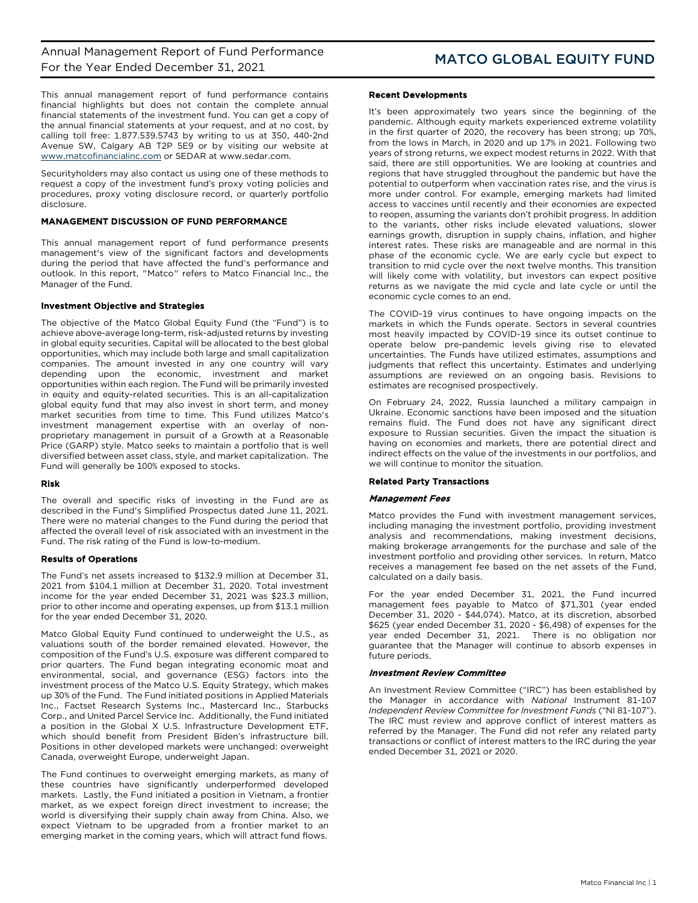# Annual Management Report of Fund Performance
For the Year Ended December 31, 2021

# MATCO GLOBAL EQUITY FUND

This annual management report of fund performance contains financial highlights but does not contain the complete annual financial statements of the investment fund. You can get a copy of the annual financial statements at your request, and at no cost, by calling toll free: 1.877.539.5743 by writing to us at 350, 440-2nd Avenue SW, Calgary AB T2P 5E9 or by visiting our website at www.matcofinancialinc.com or SEDAR at www.sedar.com.

Securityholders may also contact us using one of these methods to request a copy of the investment fund's proxy voting policies and procedures, proxy voting disclosure record, or quarterly portfolio disclosure.

## MANAGEMENT DISCUSSION OF FUND PERFORMANCE

This annual management report of fund performance presents management's view of the significant factors and developments during the period that have affected the fund's performance and outlook. In this report, "Matco" refers to Matco Financial Inc., the Manager of the Fund.

### Investment Objective and Strategies

The objective of the Matco Global Equity Fund (the "Fund") is to achieve above-average long-term, risk-adjusted returns by investing in global equity securities. Capital will be allocated to the best global opportunities, which may include both large and small capitalization companies. The amount invested in any one country will vary depending upon the economic, investment and market opportunities within each region. The Fund will be primarily invested in equity and equity-related securities. This is an all-capitalization global equity fund that may also invest in short term, and money market securities from time to time. This Fund utilizes Matco's investment management expertise with an overlay of non-proprietary management in pursuit of a Growth at a Reasonable Price (GARP) style. Matco seeks to maintain a portfolio that is well diversified between asset class, style, and market capitalization. The Fund will generally be 100% exposed to stocks.

### Risk

The overall and specific risks of investing in the Fund are as described in the Fund's Simplified Prospectus dated June 11, 2021. There were no material changes to the Fund during the period that affected the overall level of risk associated with an investment in the Fund. The risk rating of the Fund is low-to-medium.

### Results of Operations

The Fund's net assets increased to $132.9 million at December 31, 2021 from $104.1 million at December 31, 2020. Total investment income for the year ended December 31, 2021 was $23.3 million, prior to other income and operating expenses, up from $13.1 million for the year ended December 31, 2020.

Matco Global Equity Fund continued to underweight the U.S., as valuations south of the border remained elevated. However, the composition of the Fund's U.S. exposure was different compared to prior quarters. The Fund began integrating economic moat and environmental, social, and governance (ESG) factors into the investment process of the Matco U.S. Equity Strategy, which makes up 30% of the Fund. The Fund initiated positions in Applied Materials Inc., Factset Research Systems Inc., Mastercard Inc., Starbucks Corp., and United Parcel Service Inc. Additionally, the Fund initiated a position in the Global X U.S. Infrastructure Development ETF, which should benefit from President Biden's infrastructure bill. Positions in other developed markets were unchanged: overweight Canada, overweight Europe, underweight Japan.

The Fund continues to overweight emerging markets, as many of these countries have significantly underperformed developed markets. Lastly, the Fund initiated a position in Vietnam, a frontier market, as we expect foreign direct investment to increase; the world is diversifying their supply chain away from China. Also, we expect Vietnam to be upgraded from a frontier market to an emerging market in the coming years, which will attract fund flows.

### Recent Developments

It's been approximately two years since the beginning of the pandemic. Although equity markets experienced extreme volatility in the first quarter of 2020, the recovery has been strong; up 70%, from the lows in March, in 2020 and up 17% in 2021. Following two years of strong returns, we expect modest returns in 2022. With that said, there are still opportunities. We are looking at countries and regions that have struggled throughout the pandemic but have the potential to outperform when vaccination rates rise, and the virus is more under control. For example, emerging markets had limited access to vaccines until recently and their economies are expected to reopen, assuming the variants don't prohibit progress. In addition to the variants, other risks include elevated valuations, slower earnings growth, disruption in supply chains, inflation, and higher interest rates. These risks are manageable and are normal in this phase of the economic cycle. We are early cycle but expect to transition to mid cycle over the next twelve months. This transition will likely come with volatility, but investors can expect positive returns as we navigate the mid cycle and late cycle or until the economic cycle comes to an end.

The COVID-19 virus continues to have ongoing impacts on the markets in which the Funds operate. Sectors in several countries most heavily impacted by COVID-19 since its outset continue to operate below pre-pandemic levels giving rise to elevated uncertainties. The Funds have utilized estimates, assumptions and judgments that reflect this uncertainty. Estimates and underlying assumptions are reviewed on an ongoing basis. Revisions to estimates are recognised prospectively.

On February 24, 2022, Russia launched a military campaign in Ukraine. Economic sanctions have been imposed and the situation remains fluid. The Fund does not have any significant direct exposure to Russian securities. Given the impact the situation is having on economies and markets, there are potential direct and indirect effects on the value of the investments in our portfolios, and we will continue to monitor the situation.

### Related Party Transactions

#### *Management Fees*

Matco provides the Fund with investment management services, including managing the investment portfolio, providing investment analysis and recommendations, making investment decisions, making brokerage arrangements for the purchase and sale of the investment portfolio and providing other services. In return, Matco receives a management fee based on the net assets of the Fund, calculated on a daily basis.

For the year ended December 31, 2021, the Fund incurred management fees payable to Matco of $71,301 (year ended December 31, 2020 - $44,074). Matco, at its discretion, absorbed $625 (year ended December 31, 2020 - $6,498) of expenses for the year ended December 31, 2021. There is no obligation nor guarantee that the Manager will continue to absorb expenses in future periods.

#### *Investment Review Committee*

An Investment Review Committee ("IRC") has been established by the Manager in accordance with *National* Instrument 81-107 *Independent Review Committee for Investment Funds* ("NI 81-107"). The IRC must review and approve conflict of interest matters as referred by the Manager. The Fund did not refer any related party transactions or conflict of interest matters to the IRC during the year ended December 31, 2021 or 2020.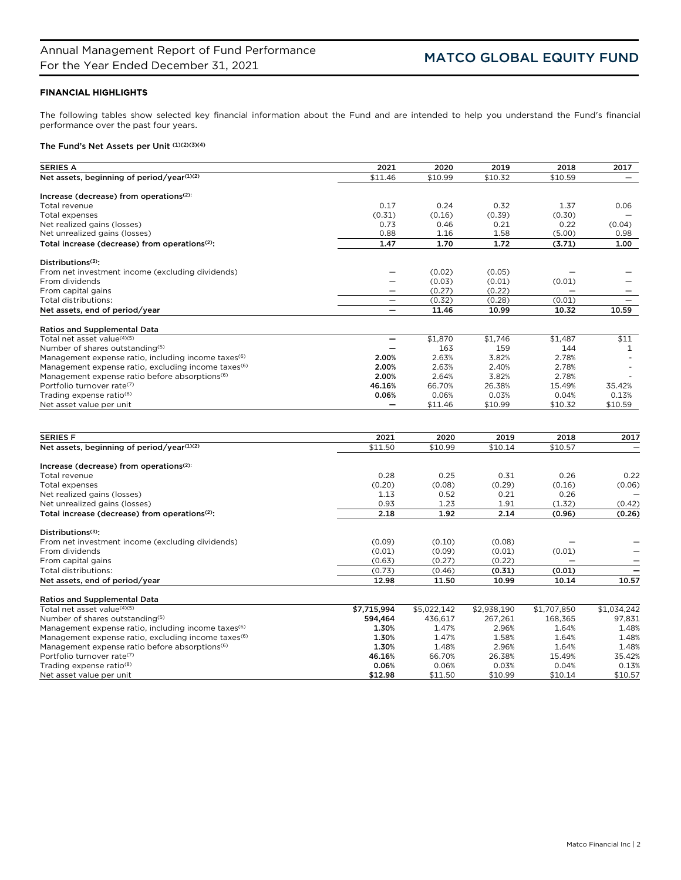## FINANCIAL HIGHLIGHTS

The following tables show selected key financial information about the Fund and are intended to help you understand the Fund's financial performance over the past four years.

### The Fund's Net Assets per Unit (1)(2)(3)(4)

| SERIES A | 2021 | 2020 | 2019 | 2018 | 2017 |
|---|---|---|---|---|---|
| **Net assets, beginning of period/year(1)(2)** | $11.46 | $10.99 | $10.32 | $10.59 | — |
| **Increase (decrease) from operations(2):** | | | | | |
| Total revenue | 0.17 | 0.24 | 0.32 | 1.37 | 0.06 |
| Total expenses | (0.31) | (0.16) | (0.39) | (0.30) | — |
| Net realized gains (losses) | 0.73 | 0.46 | 0.21 | 0.22 | (0.04) |
| Net unrealized gains (losses) | 0.88 | 1.16 | 1.58 | (5.00) | 0.98 |
| **Total increase (decrease) from operations(2):** | **1.47** | **1.70** | **1.72** | **(3.71)** | **1.00** |
| **Distributions(3):** | | | | | |
| From net investment income (excluding dividends) | — | (0.02) | (0.05) | — | — |
| From dividends | — | (0.03) | (0.01) | (0.01) | — |
| From capital gains | — | (0.27) | (0.22) | — | — |
| Total distributions: | — | (0.32) | (0.28) | (0.01) | — |
| **Net assets, end of period/year** | **—** | **11.46** | **10.99** | **10.32** | **10.59** |
| **Ratios and Supplemental Data** | | | | | |
| Total net asset value(4)(5) | **—** | $1,870 | $1,746 | $1,487 | $11 |
| Number of shares outstanding(5) | **—** | 163 | 159 | 144 | 1 |
| Management expense ratio, including income taxes(6) | **2.00%** | 2.63% | 3.82% | 2.78% | - |
| Management expense ratio, excluding income taxes(6) | **2.00%** | 2.63% | 2.40% | 2.78% | - |
| Management expense ratio before absorptions(6) | **2.00%** | 2.64% | 3.82% | 2.78% | - |
| Portfolio turnover rate(7) | **46.16%** | 66.70% | 26.38% | 15.49% | 35.42% |
| Trading expense ratio(8) | **0.06%** | 0.06% | 0.03% | 0.04% | 0.13% |
| Net asset value per unit | **—** | $11.46 | $10.99 | $10.32 | $10.59 |

| SERIES F | 2021 | 2020 | 2019 | 2018 | 2017 |
|---|---|---|---|---|---|
| **Net assets, beginning of period/year(1)(2)** | $11.50 | $10.99 | $10.14 | $10.57 | — |
| **Increase (decrease) from operations(2):** | | | | | |
| Total revenue | 0.28 | 0.25 | 0.31 | 0.26 | 0.22 |
| Total expenses | (0.20) | (0.08) | (0.29) | (0.16) | (0.06) |
| Net realized gains (losses) | 1.13 | 0.52 | 0.21 | 0.26 | — |
| Net unrealized gains (losses) | 0.93 | 1.23 | 1.91 | (1.32) | (0.42) |
| **Total increase (decrease) from operations(2):** | **2.18** | **1.92** | **2.14** | **(0.96)** | **(0.26)** |
| **Distributions(3):** | | | | | |
| From net investment income (excluding dividends) | (0.09) | (0.10) | (0.08) | — | — |
| From dividends | (0.01) | (0.09) | (0.01) | (0.01) | — |
| From capital gains | (0.63) | (0.27) | (0.22) | — | — |
| Total distributions: | (0.73) | (0.46) | **(0.31)** | **(0.01)** | **—** |
| **Net assets, end of period/year** | **12.98** | **11.50** | **10.99** | **10.14** | **10.57** |
| **Ratios and Supplemental Data** | | | | | |
| Total net asset value(4)(5) | **$7,715,994** | $5,022,142 | $2,938,190 | $1,707,850 | $1,034,242 |
| Number of shares outstanding(5) | **594,464** | 436,617 | 267,261 | 168,365 | 97,831 |
| Management expense ratio, including income taxes(6) | **1.30%** | 1.47% | 2.96% | 1.64% | 1.48% |
| Management expense ratio, excluding income taxes(6) | **1.30%** | 1.47% | 1.58% | 1.64% | 1.48% |
| Management expense ratio before absorptions(6) | **1.30%** | 1.48% | 2.96% | 1.64% | 1.48% |
| Portfolio turnover rate(7) | **46.16%** | 66.70% | 26.38% | 15.49% | 35.42% |
| Trading expense ratio(8) | **0.06%** | 0.06% | 0.03% | 0.04% | 0.13% |
| Net asset value per unit | **$12.98** | $11.50 | $10.99 | $10.14 | $10.57 |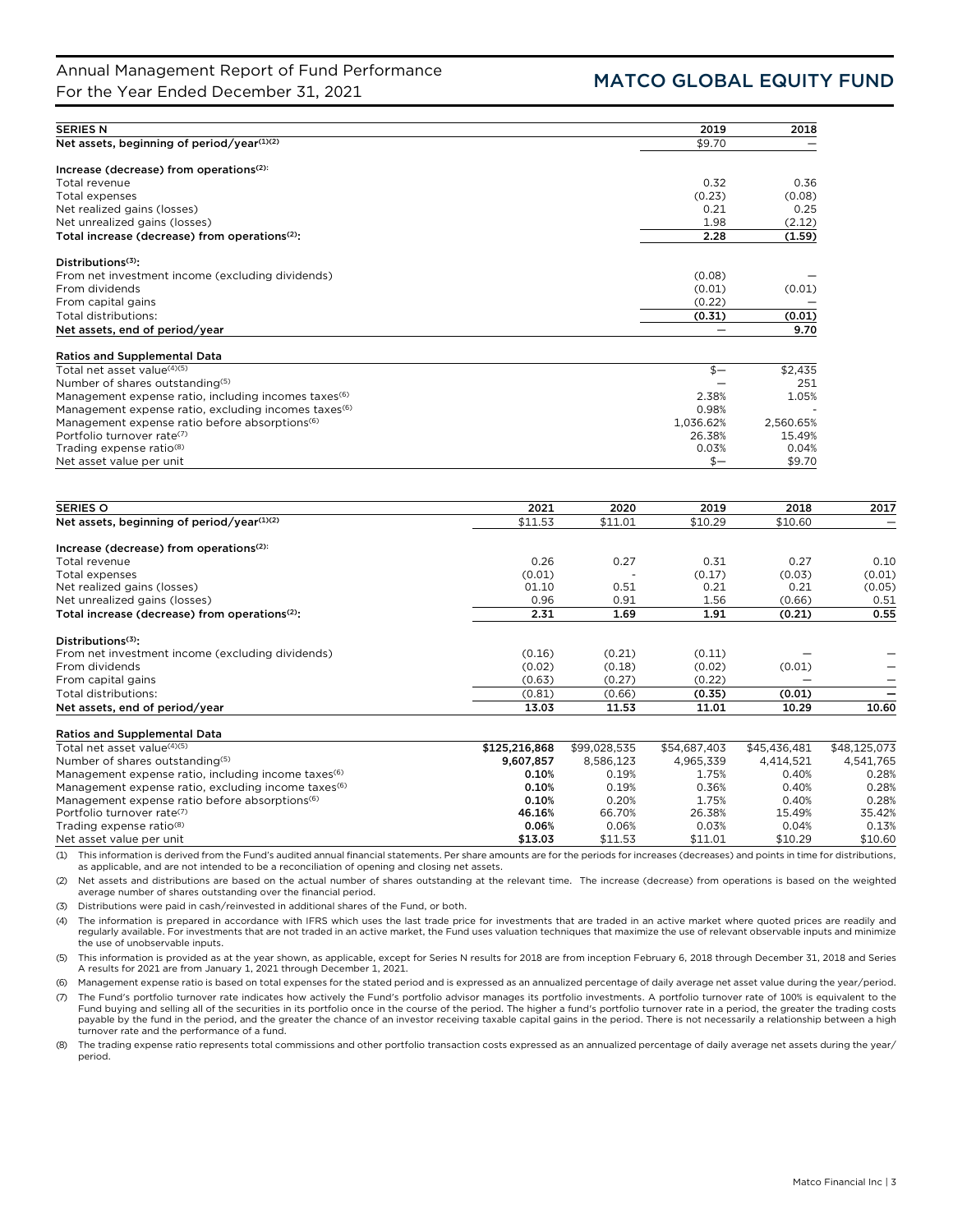| SERIES N | 2019 | 2018 |
|---|---|---|
| Net assets, beginning of period/year(1)(2) | $9.70 | — |
| **Increase (decrease) from operations(2):** | | |
| Total revenue | 0.32 | 0.36 |
| Total expenses | (0.23) | (0.08) |
| Net realized gains (losses) | 0.21 | 0.25 |
| Net unrealized gains (losses) | 1.98 | (2.12) |
| **Total increase (decrease) from operations(2):** | **2.28** | **(1.59)** |
| **Distributions(3):** | | |
| From net investment income (excluding dividends) | (0.08) | — |
| From dividends | (0.01) | (0.01) |
| From capital gains | (0.22) | — |
| Total distributions: | **(0.31)** | **(0.01)** |
| **Net assets, end of period/year** | — | **9.70** |
| **Ratios and Supplemental Data** | | |
| Total net asset value(4)(5) | $— | $2,435 |
| Number of shares outstanding(5) | — | 251 |
| Management expense ratio, including incomes taxes(6) | 2.38% | 1.05% |
| Management expense ratio, excluding incomes taxes(6) | 0.98% | - |
| Management expense ratio before absorptions(6) | 1,036.62% | 2,560.65% |
| Portfolio turnover rate(7) | 26.38% | 15.49% |
| Trading expense ratio(8) | 0.03% | 0.04% |
| Net asset value per unit | $— | $9.70 |

| SERIES O | 2021 | 2020 | 2019 | 2018 | 2017 |
|---|---|---|---|---|---|
| Net assets, beginning of period/year(1)(2) | $11.53 | $11.01 | $10.29 | $10.60 | — |
| **Increase (decrease) from operations(2):** | | | | | |
| Total revenue | 0.26 | 0.27 | 0.31 | 0.27 | 0.10 |
| Total expenses | (0.01) | - | (0.17) | (0.03) | (0.01) |
| Net realized gains (losses) | 01.10 | 0.51 | 0.21 | 0.21 | (0.05) |
| Net unrealized gains (losses) | 0.96 | 0.91 | 1.56 | (0.66) | 0.51 |
| **Total increase (decrease) from operations(2):** | **2.31** | **1.69** | **1.91** | **(0.21)** | **0.55** |
| **Distributions(3):** | | | | | |
| From net investment income (excluding dividends) | (0.16) | (0.21) | (0.11) | — | — |
| From dividends | (0.02) | (0.18) | (0.02) | (0.01) | — |
| From capital gains | (0.63) | (0.27) | (0.22) | — | — |
| Total distributions: | (0.81) | (0.66) | **(0.35)** | **(0.01)** | **—** |
| **Net assets, end of period/year** | **13.03** | **11.53** | **11.01** | **10.29** | **10.60** |
| **Ratios and Supplemental Data** | | | | | |
| Total net asset value(4)(5) | **$125,216,868** | $99,028,535 | $54,687,403 | $45,436,481 | $48,125,073 |
| Number of shares outstanding(5) | **9,607,857** | 8,586,123 | 4,965,339 | 4,414,521 | 4,541,765 |
| Management expense ratio, including income taxes(6) | **0.10%** | 0.19% | 1.75% | 0.40% | 0.28% |
| Management expense ratio, excluding income taxes(6) | **0.10%** | 0.19% | 0.36% | 0.40% | 0.28% |
| Management expense ratio before absorptions(6) | **0.10%** | 0.20% | 1.75% | 0.40% | 0.28% |
| Portfolio turnover rate(7) | **46.16%** | 66.70% | 26.38% | 15.49% | 35.42% |
| Trading expense ratio(8) | **0.06%** | 0.06% | 0.03% | 0.04% | 0.13% |
| Net asset value per unit | **$13.03** | $11.53 | $11.01 | $10.29 | $10.60 |

(1) This information is derived from the Fund's audited annual financial statements. Per share amounts are for the periods for increases (decreases) and points in time for distributions, as applicable, and are not intended to be a reconciliation of opening and closing net assets.

(2) Net assets and distributions are based on the actual number of shares outstanding at the relevant time. The increase (decrease) from operations is based on the weighted average number of shares outstanding over the financial period.

(3) Distributions were paid in cash/reinvested in additional shares of the Fund, or both.

(4) The information is prepared in accordance with IFRS which uses the last trade price for investments that are traded in an active market where quoted prices are readily and regularly available. For investments that are not traded in an active market, the Fund uses valuation techniques that maximize the use of relevant observable inputs and minimize the use of unobservable inputs.

(5) This information is provided as at the year shown, as applicable, except for Series N results for 2018 are from inception February 6, 2018 through December 31, 2018 and Series A results for 2021 are from January 1, 2021 through December 1, 2021.

(6) Management expense ratio is based on total expenses for the stated period and is expressed as an annualized percentage of daily average net asset value during the year/period.

(7) The Fund's portfolio turnover rate indicates how actively the Fund's portfolio advisor manages its portfolio investments. A portfolio turnover rate of 100% is equivalent to the Fund buying and selling all of the securities in its portfolio once in the course of the period. The higher a fund's portfolio turnover rate in a period, the greater the trading costs payable by the fund in the period, and the greater the chance of an investor receiving taxable capital gains in the period. There is not necessarily a relationship between a high turnover rate and the performance of a fund.

(8) The trading expense ratio represents total commissions and other portfolio transaction costs expressed as an annualized percentage of daily average net assets during the year/period.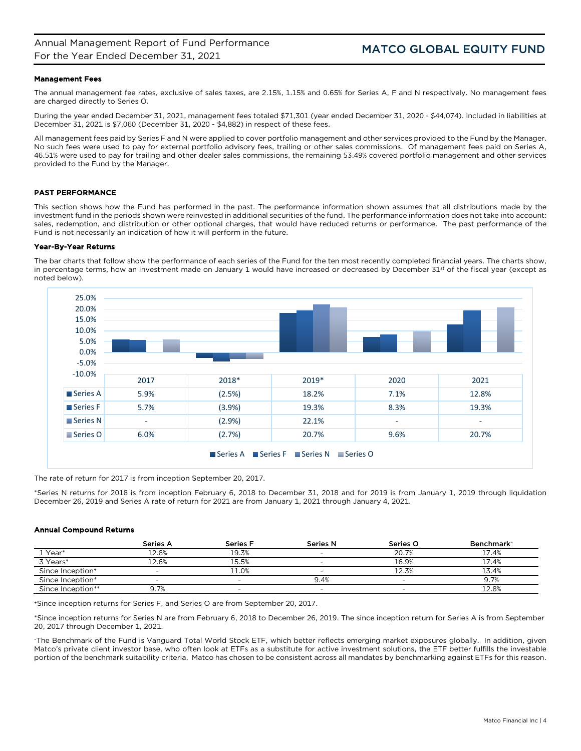### Management Fees

The annual management fee rates, exclusive of sales taxes, are 2.15%, 1.15% and 0.65% for Series A, F and N respectively. No management fees are charged directly to Series O.

During the year ended December 31, 2021, management fees totaled $71,301 (year ended December 31, 2020 - $44,074). Included in liabilities at December 31, 2021 is $7,060 (December 31, 2020 - $4,882) in respect of these fees.

All management fees paid by Series F and N were applied to cover portfolio management and other services provided to the Fund by the Manager. No such fees were used to pay for external portfolio advisory fees, trailing or other sales commissions. Of management fees paid on Series A, 46.51% were used to pay for trailing and other dealer sales commissions, the remaining 53.49% covered portfolio management and other services provided to the Fund by the Manager.

## PAST PERFORMANCE

This section shows how the Fund has performed in the past. The performance information shown assumes that all distributions made by the investment fund in the periods shown were reinvested in additional securities of the fund. The performance information does not take into account: sales, redemption, and distribution or other optional charges, that would have reduced returns or performance. The past performance of the Fund is not necessarily an indication of how it will perform in the future.

### Year-By-Year Returns

The bar charts that follow show the performance of each series of the Fund for the ten most recently completed financial years. The charts show, in percentage terms, how an investment made on January 1 would have increased or decreased by December 31st of the fiscal year (except as noted below).

| | 2017 | 2018* | 2019* | 2020 | 2021 |
|---|---|---|---|---|---|
| Series A | 5.9% | (2.5%) | 18.2% | 7.1% | 12.8% |
| Series F | 5.7% | (3.9%) | 19.3% | 8.3% | 19.3% |
| Series N | - | (2.9%) | 22.1% | - | - |
| Series O | 6.0% | (2.7%) | 20.7% | 9.6% | 20.7% |

The rate of return for 2017 is from inception September 20, 2017.

*Series N returns for 2018 is from inception February 6, 2018 to December 31, 2018 and for 2019 is from January 1, 2019 through liquidation December 26, 2019 and Series A rate of return for 2021 are from January 1, 2021 through January 4, 2021.

### Annual Compound Returns

| | Series A | Series F | Series N | Series O | Benchmark⁻ |
|---|---|---|---|---|---|
| 1 Year* | 12.8% | 19.3% | - | 20.7% | 17.4% |
| 3 Years* | 12.6% | 15.5% | - | 16.9% | 17.4% |
| Since Inception+ | - | 11.0% | - | 12.3% | 13.4% |
| Since Inception* | - | - | 9.4% | - | 9.7% |
| Since Inception** | 9.7% | - | - | - | 12.8% |

+Since inception returns for Series F, and Series O are from September 20, 2017.

*Since inception returns for Series N are from February 6, 2018 to December 26, 2019. The since inception return for Series A is from September 20, 2017 through December 1, 2021.

⁻The Benchmark of the Fund is Vanguard Total World Stock ETF, which better reflects emerging market exposures globally. In addition, given Matco's private client investor base, who often look at ETFs as a substitute for active investment solutions, the ETF better fulfills the investable portion of the benchmark suitability criteria. Matco has chosen to be consistent across all mandates by benchmarking against ETFs for this reason.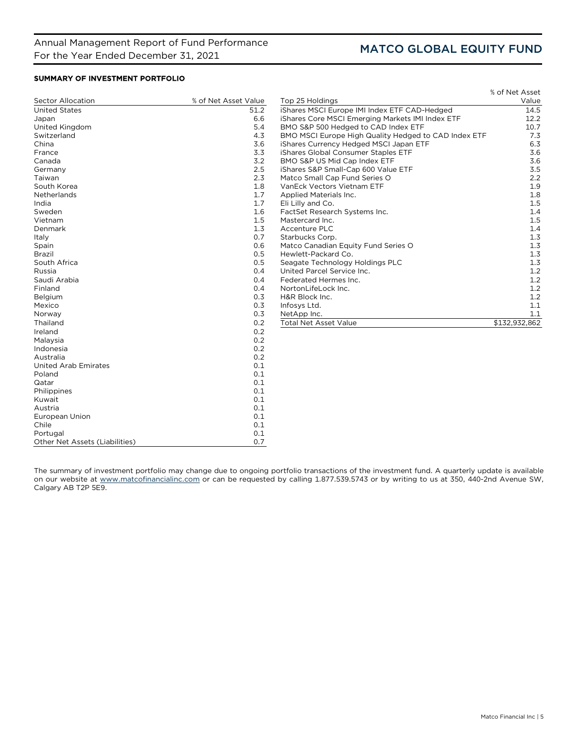## SUMMARY OF INVESTMENT PORTFOLIO

| Sector Allocation | % of Net Asset Value |
|---|---|
| United States | 51.2 |
| Japan | 6.6 |
| United Kingdom | 5.4 |
| Switzerland | 4.3 |
| China | 3.6 |
| France | 3.3 |
| Canada | 3.2 |
| Germany | 2.5 |
| Taiwan | 2.3 |
| South Korea | 1.8 |
| Netherlands | 1.7 |
| India | 1.7 |
| Sweden | 1.6 |
| Vietnam | 1.5 |
| Denmark | 1.3 |
| Italy | 0.7 |
| Spain | 0.6 |
| Brazil | 0.5 |
| South Africa | 0.5 |
| Russia | 0.4 |
| Saudi Arabia | 0.4 |
| Finland | 0.4 |
| Belgium | 0.3 |
| Mexico | 0.3 |
| Norway | 0.3 |
| Thailand | 0.2 |
| Ireland | 0.2 |
| Malaysia | 0.2 |
| Indonesia | 0.2 |
| Australia | 0.2 |
| United Arab Emirates | 0.1 |
| Poland | 0.1 |
| Qatar | 0.1 |
| Philippines | 0.1 |
| Kuwait | 0.1 |
| Austria | 0.1 |
| European Union | 0.1 |
| Chile | 0.1 |
| Portugal | 0.1 |
| Other Net Assets (Liabilities) | 0.7 |

| Top 25 Holdings | % of Net Asset Value |
|---|---|
| iShares MSCI Europe IMI Index ETF CAD-Hedged | 14.5 |
| iShares Core MSCI Emerging Markets IMI Index ETF | 12.2 |
| BMO S&P 500 Hedged to CAD Index ETF | 10.7 |
| BMO MSCI Europe High Quality Hedged to CAD Index ETF | 7.3 |
| iShares Currency Hedged MSCI Japan ETF | 6.3 |
| iShares Global Consumer Staples ETF | 3.6 |
| BMO S&P US Mid Cap Index ETF | 3.6 |
| iShares S&P Small-Cap 600 Value ETF | 3.5 |
| Matco Small Cap Fund Series O | 2.2 |
| VanEck Vectors Vietnam ETF | 1.9 |
| Applied Materials Inc. | 1.8 |
| Eli Lilly and Co. | 1.5 |
| FactSet Research Systems Inc. | 1.4 |
| Mastercard Inc. | 1.5 |
| Accenture PLC | 1.4 |
| Starbucks Corp. | 1.3 |
| Matco Canadian Equity Fund Series O | 1.3 |
| Hewlett-Packard Co. | 1.3 |
| Seagate Technology Holdings PLC | 1.3 |
| United Parcel Service Inc. | 1.2 |
| Federated Hermes Inc. | 1.2 |
| NortonLifeLock Inc. | 1.2 |
| H&R Block Inc. | 1.2 |
| Infosys Ltd. | 1.1 |
| NetApp Inc. | 1.1 |
| Total Net Asset Value | $132,932,862 |

The summary of investment portfolio may change due to ongoing portfolio transactions of the investment fund. A quarterly update is available on our website at www.matcofinancialinc.com or can be requested by calling 1.877.539.5743 or by writing to us at 350, 440-2nd Avenue SW, Calgary AB T2P 5E9.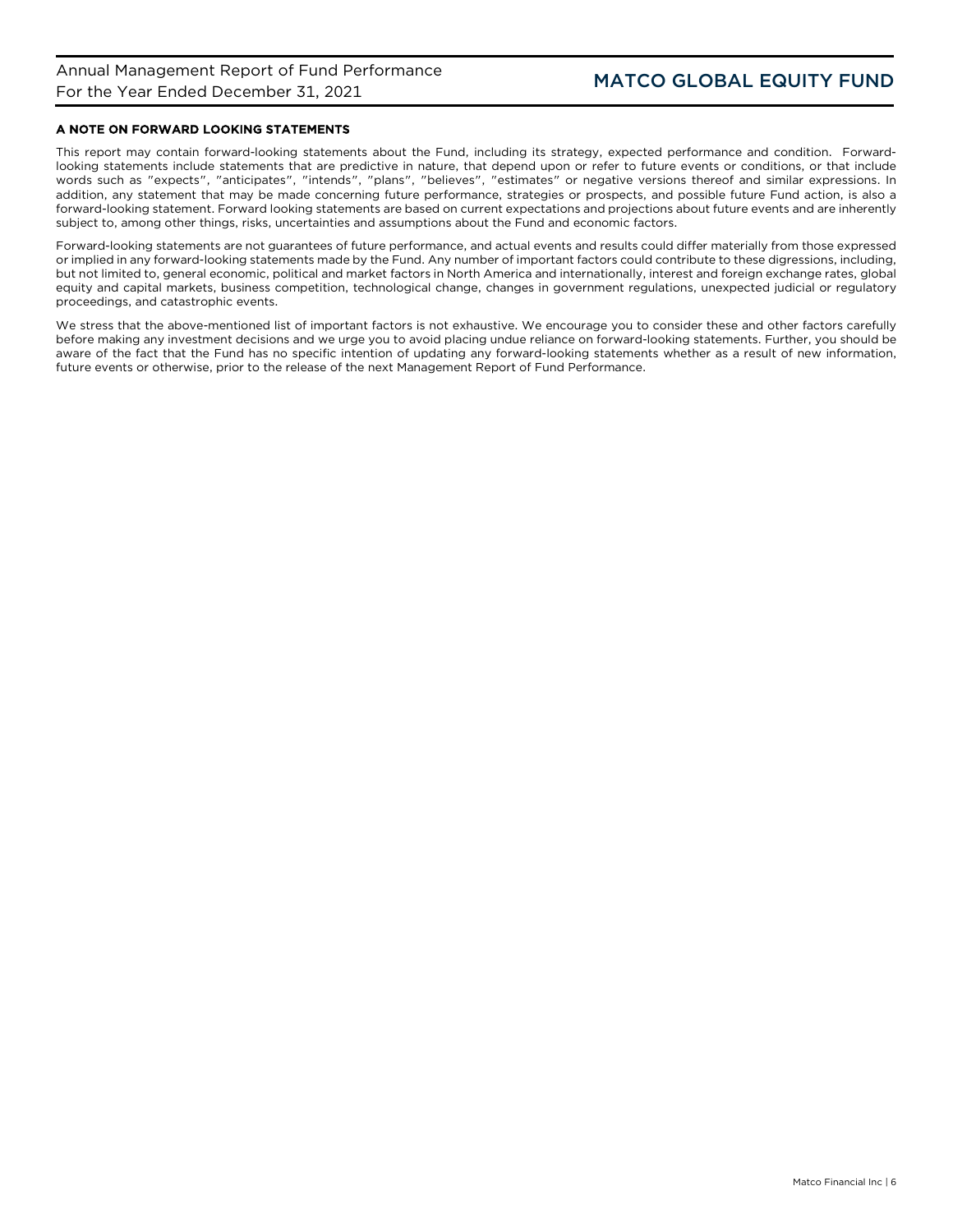### A NOTE ON FORWARD LOOKING STATEMENTS

This report may contain forward-looking statements about the Fund, including its strategy, expected performance and condition. Forward-looking statements include statements that are predictive in nature, that depend upon or refer to future events or conditions, or that include words such as "expects", "anticipates", "intends", "plans", "believes", "estimates" or negative versions thereof and similar expressions. In addition, any statement that may be made concerning future performance, strategies or prospects, and possible future Fund action, is also a forward-looking statement. Forward looking statements are based on current expectations and projections about future events and are inherently subject to, among other things, risks, uncertainties and assumptions about the Fund and economic factors.

Forward-looking statements are not guarantees of future performance, and actual events and results could differ materially from those expressed or implied in any forward-looking statements made by the Fund. Any number of important factors could contribute to these digressions, including, but not limited to, general economic, political and market factors in North America and internationally, interest and foreign exchange rates, global equity and capital markets, business competition, technological change, changes in government regulations, unexpected judicial or regulatory proceedings, and catastrophic events.

We stress that the above-mentioned list of important factors is not exhaustive. We encourage you to consider these and other factors carefully before making any investment decisions and we urge you to avoid placing undue reliance on forward-looking statements. Further, you should be aware of the fact that the Fund has no specific intention of updating any forward-looking statements whether as a result of new information, future events or otherwise, prior to the release of the next Management Report of Fund Performance.